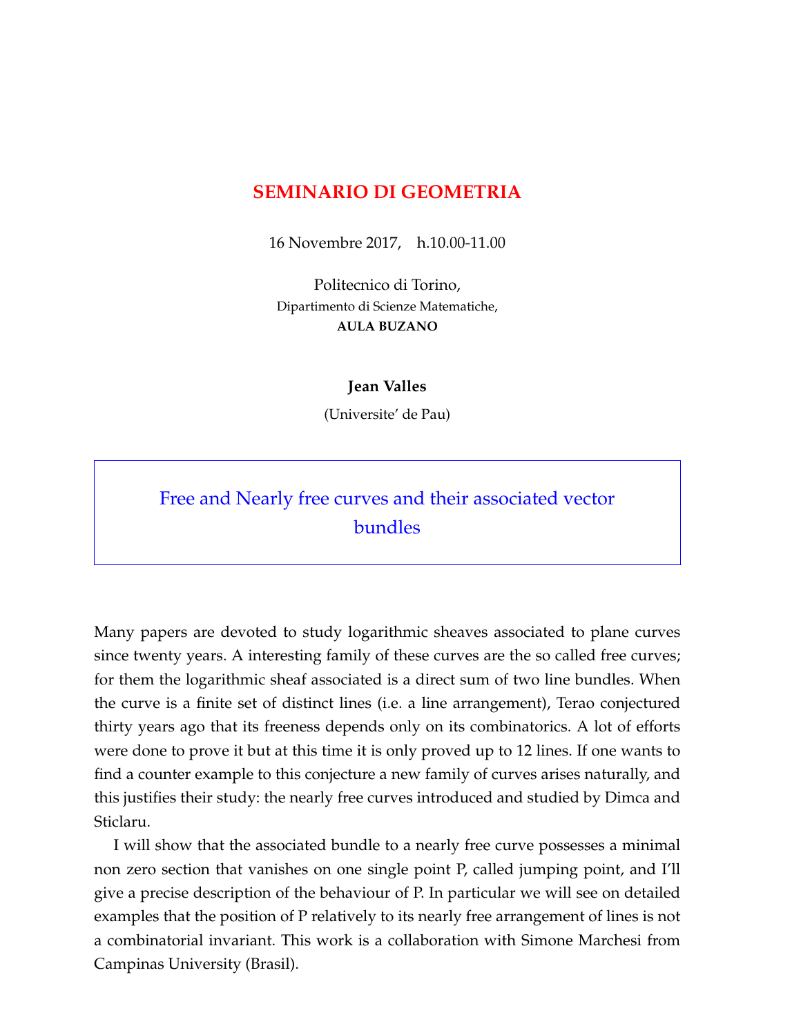# SEMINARIO DI GEOMETRIA

16 Novembre 2017, h.10.00-11.00

Politecnico di Torino,
Dipartimento di Scienze Matematiche,
**AULA BUZANO**

**Jean Valles**

(Universite' de Pau)

## Free and Nearly free curves and their associated vector bundles

Many papers are devoted to study logarithmic sheaves associated to plane curves since twenty years. A interesting family of these curves are the so called free curves; for them the logarithmic sheaf associated is a direct sum of two line bundles. When the curve is a finite set of distinct lines (i.e. a line arrangement), Terao conjectured thirty years ago that its freeness depends only on its combinatorics. A lot of efforts were done to prove it but at this time it is only proved up to 12 lines. If one wants to find a counter example to this conjecture a new family of curves arises naturally, and this justifies their study: the nearly free curves introduced and studied by Dimca and Sticlaru.

I will show that the associated bundle to a nearly free curve possesses a minimal non zero section that vanishes on one single point P, called jumping point, and I'll give a precise description of the behaviour of P. In particular we will see on detailed examples that the position of P relatively to its nearly free arrangement of lines is not a combinatorial invariant. This work is a collaboration with Simone Marchesi from Campinas University (Brasil).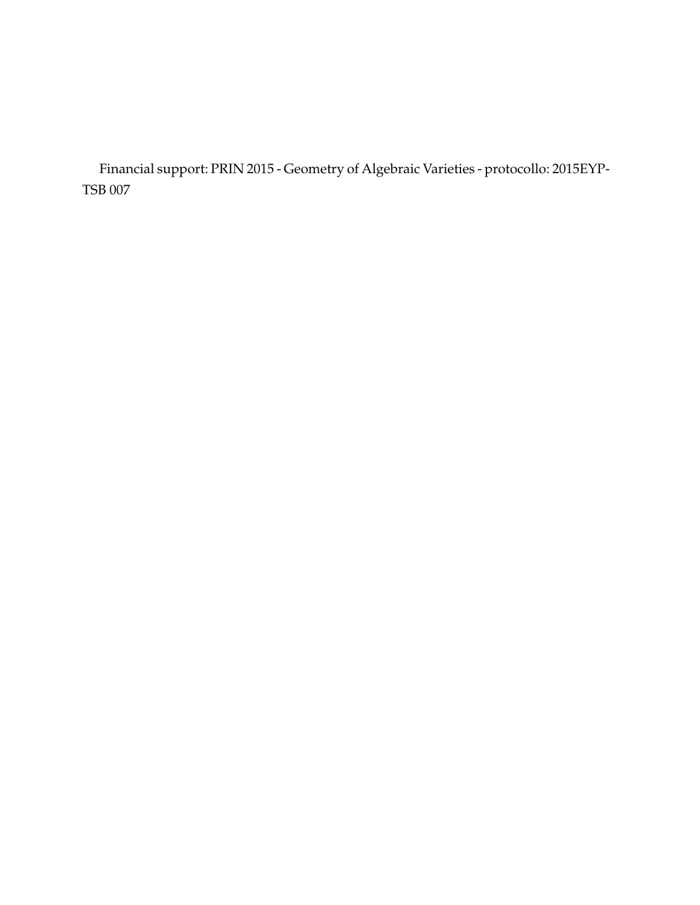Financial support: PRIN 2015 - Geometry of Algebraic Varieties - protocollo: 2015EYP-TSB 007